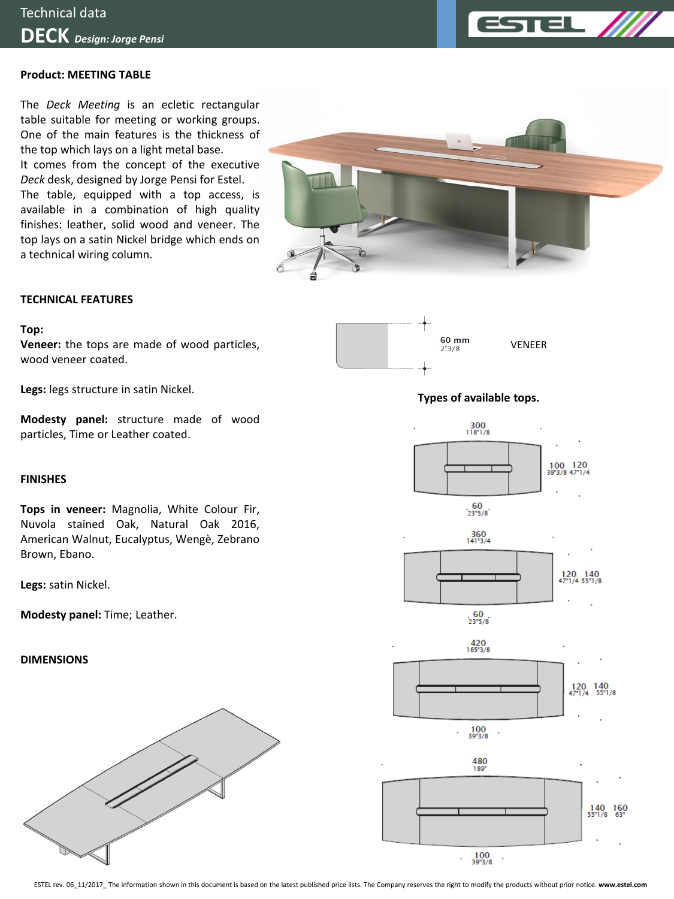# Technical data

# DECK *Design: Jorge Pensi*

**Product: MEETING TABLE**

The *Deck Meeting* is an ecletic rectangular table suitable for meeting or working groups. One of the main features is the thickness of the top which lays on a light metal base.
It comes from the concept of the executive *Deck* desk, designed by Jorge Pensi for Estel.
The table, equipped with a top access, is available in a combination of high quality finishes: leather, solid wood and veneer. The top lays on a satin Nickel bridge which ends on a technical wiring column.

## TECHNICAL FEATURES

**Top:**
**Veneer:** the tops are made of wood particles, wood veneer coated.

60 mm
2"3/8

VENEER

**Legs:** legs structure in satin Nickel.

**Modesty panel:** structure made of wood particles, Time or Leather coated.

## FINISHES

**Tops in veneer:** Magnolia, White Colour Fir, Nuvola stained Oak, Natural Oak 2016, American Walnut, Eucalyptus, Wengè, Zebrano Brown, Ebano.

**Legs:** satin Nickel.

**Modesty panel:** Time; Leather.

## DIMENSIONS

**Types of available tops.**

300
118"1/8
100 120
39"3/8 47"1/4
60
23"5/8

360
141"3/4
120 140
47"1/4 55"1/8
60
23"5/8

420
165"3/8
120 140
47"1/4 55"1/8
100
39"3/8

480
189"
140 160
55"1/8 63"
100
39"3/8

ESTEL rev. 06_11/2017_ The information shown in this document is based on the latest published price lists. The Company reserves the right to modify the products without prior notice. **www.estel.com**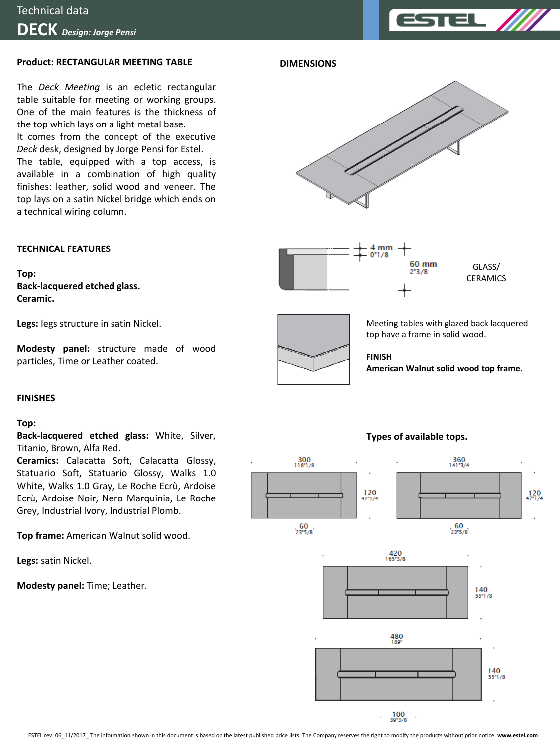# Technical data

## DECK *Design: Jorge Pensi*

**Product: RECTANGULAR MEETING TABLE**

The *Deck Meeting* is an ecletic rectangular table suitable for meeting or working groups. One of the main features is the thickness of the top which lays on a light metal base.
It comes from the concept of the executive *Deck* desk, designed by Jorge Pensi for Estel.
The table, equipped with a top access, is available in a combination of high quality finishes: leather, solid wood and veneer. The top lays on a satin Nickel bridge which ends on a technical wiring column.

**TECHNICAL FEATURES**

**Top:**
**Back-lacquered etched glass.**
**Ceramic.**

**Legs:** legs structure in satin Nickel.

**Modesty panel:** structure made of wood particles, Time or Leather coated.

**FINISHES**

**Top:**
**Back-lacquered etched glass:** White, Silver, Titanio, Brown, Alfa Red.
**Ceramics:** Calacatta Soft, Calacatta Glossy, Statuario Soft, Statuario Glossy, Walks 1.0 White, Walks 1.0 Gray, Le Roche Ecrù, Ardoise Ecrù, Ardoise Noir, Nero Marquinia, Le Roche Grey, Industrial Ivory, Industrial Plomb.

**Top frame:** American Walnut solid wood.

**Legs:** satin Nickel.

**Modesty panel:** Time; Leather.

**DIMENSIONS**

4 mm
0"1/8
60 mm
2"3/8
GLASS/ CERAMICS

Meeting tables with glazed back lacquered top have a frame in solid wood.

**FINISH**
**American Walnut solid wood top frame.**

**Types of available tops.**

300
118"1/8
120
47"1/4
60
23"5/8

360
141"3/4
120
47"1/4
60
23"5/8

420
165"3/8
140
55"1/8

480
189"
140
55"1/8
100
39"3/8

ESTEL rev. 06_11/2017_ The information shown in this document is based on the latest published price lists. The Company reserves the right to modify the products without prior notice. **www.estel.com**